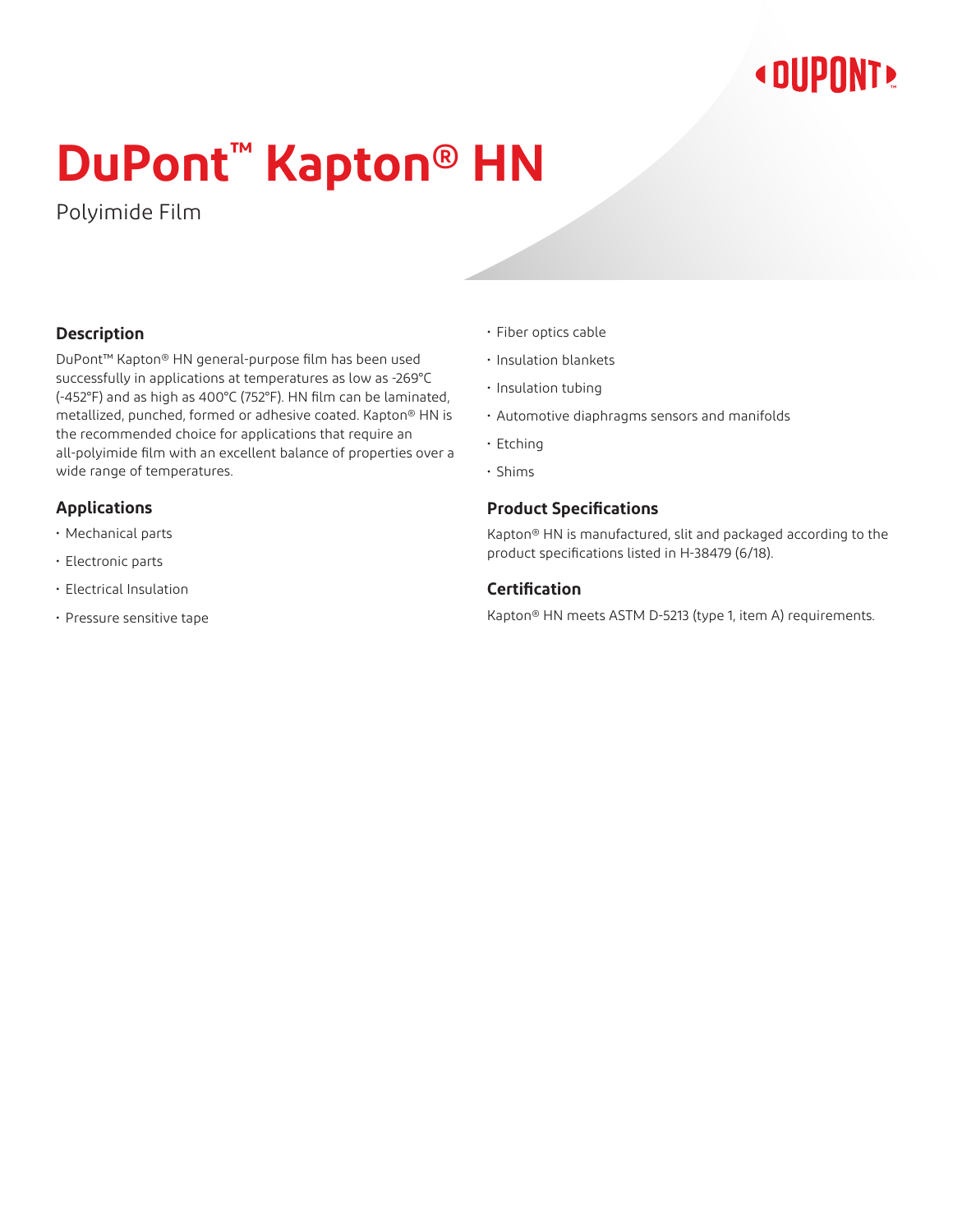# DuPont™ Kapton® HN

Polyimide Film

## Description

DuPont™ Kapton® HN general-purpose film has been used successfully in applications at temperatures as low as -269°C (-452°F) and as high as 400°C (752°F). HN film can be laminated, metallized, punched, formed or adhesive coated. Kapton® HN is the recommended choice for applications that require an all-polyimide film with an excellent balance of properties over a wide range of temperatures.

## Applications

- Mechanical parts
- Electronic parts
- Electrical Insulation
- Pressure sensitive tape
- Fiber optics cable
- Insulation blankets
- Insulation tubing
- Automotive diaphragms sensors and manifolds
- Etching
- Shims

## Product Specifications

Kapton® HN is manufactured, slit and packaged according to the product specifications listed in H-38479 (6/18).

## Certification

Kapton® HN meets ASTM D-5213 (type 1, item A) requirements.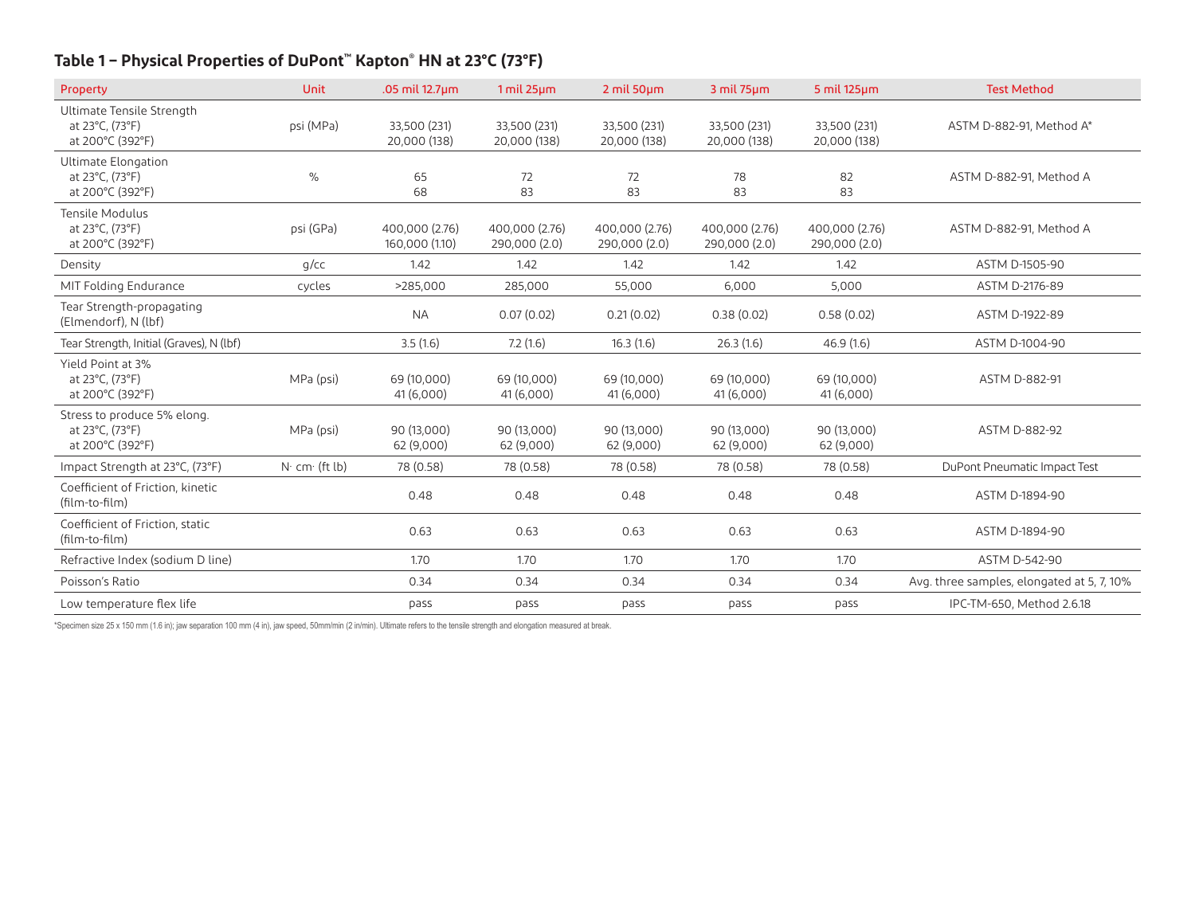## Table 1 – Physical Properties of DuPont™ Kapton® HN at 23°C (73°F)

| Property | Unit | .05 mil 12.7µm | 1 mil 25µm | 2 mil 50µm | 3 mil 75µm | 5 mil 125µm | Test Method |
|---|---|---|---|---|---|---|---|
| Ultimate Tensile Strength<br>at 23°C, (73°F)<br>at 200°C (392°F) | psi (MPa) | 33,500 (231)<br>20,000 (138) | 33,500 (231)<br>20,000 (138) | 33,500 (231)<br>20,000 (138) | 33,500 (231)<br>20,000 (138) | 33,500 (231)<br>20,000 (138) | ASTM D-882-91, Method A* |
| Ultimate Elongation<br>at 23°C, (73°F)<br>at 200°C (392°F) | % | 65<br>68 | 72<br>83 | 72<br>83 | 78<br>83 | 82<br>83 | ASTM D-882-91, Method A |
| Tensile Modulus<br>at 23°C, (73°F)<br>at 200°C (392°F) | psi (GPa) | 400,000 (2.76)<br>160,000 (1.10) | 400,000 (2.76)<br>290,000 (2.0) | 400,000 (2.76)<br>290,000 (2.0) | 400,000 (2.76)<br>290,000 (2.0) | 400,000 (2.76)<br>290,000 (2.0) | ASTM D-882-91, Method A |
| Density | g/cc | 1.42 | 1.42 | 1.42 | 1.42 | 1.42 | ASTM D-1505-90 |
| MIT Folding Endurance | cycles | >285,000 | 285,000 | 55,000 | 6,000 | 5,000 | ASTM D-2176-89 |
| Tear Strength-propagating (Elmendorf), N (lbf) | | NA | 0.07 (0.02) | 0.21 (0.02) | 0.38 (0.02) | 0.58 (0.02) | ASTM D-1922-89 |
| Tear Strength, Initial (Graves), N (lbf) | | 3.5 (1.6) | 7.2 (1.6) | 16.3 (1.6) | 26.3 (1.6) | 46.9 (1.6) | ASTM D-1004-90 |
| Yield Point at 3%<br>at 23°C, (73°F)<br>at 200°C (392°F) | MPa (psi) | 69 (10,000)<br>41 (6,000) | 69 (10,000)<br>41 (6,000) | 69 (10,000)<br>41 (6,000) | 69 (10,000)<br>41 (6,000) | 69 (10,000)<br>41 (6,000) | ASTM D-882-91 |
| Stress to produce 5% elong.<br>at 23°C, (73°F)<br>at 200°C (392°F) | MPa (psi) | 90 (13,000)<br>62 (9,000) | 90 (13,000)<br>62 (9,000) | 90 (13,000)<br>62 (9,000) | 90 (13,000)<br>62 (9,000) | 90 (13,000)<br>62 (9,000) | ASTM D-882-92 |
| Impact Strength at 23°C, (73°F) | N· cm· (ft lb) | 78 (0.58) | 78 (0.58) | 78 (0.58) | 78 (0.58) | 78 (0.58) | DuPont Pneumatic Impact Test |
| Coefficient of Friction, kinetic (film-to-film) | | 0.48 | 0.48 | 0.48 | 0.48 | 0.48 | ASTM D-1894-90 |
| Coefficient of Friction, static (film-to-film) | | 0.63 | 0.63 | 0.63 | 0.63 | 0.63 | ASTM D-1894-90 |
| Refractive Index (sodium D line) | | 1.70 | 1.70 | 1.70 | 1.70 | 1.70 | ASTM D-542-90 |
| Poisson's Ratio | | 0.34 | 0.34 | 0.34 | 0.34 | 0.34 | Avg. three samples, elongated at 5, 7, 10% |
| Low temperature flex life | | pass | pass | pass | pass | pass | IPC-TM-650, Method 2.6.18 |

*Specimen size 25 x 150 mm (1.6 in); jaw separation 100 mm (4 in), jaw speed, 50mm/min (2 in/min). Ultimate refers to the tensile strength and elongation measured at break.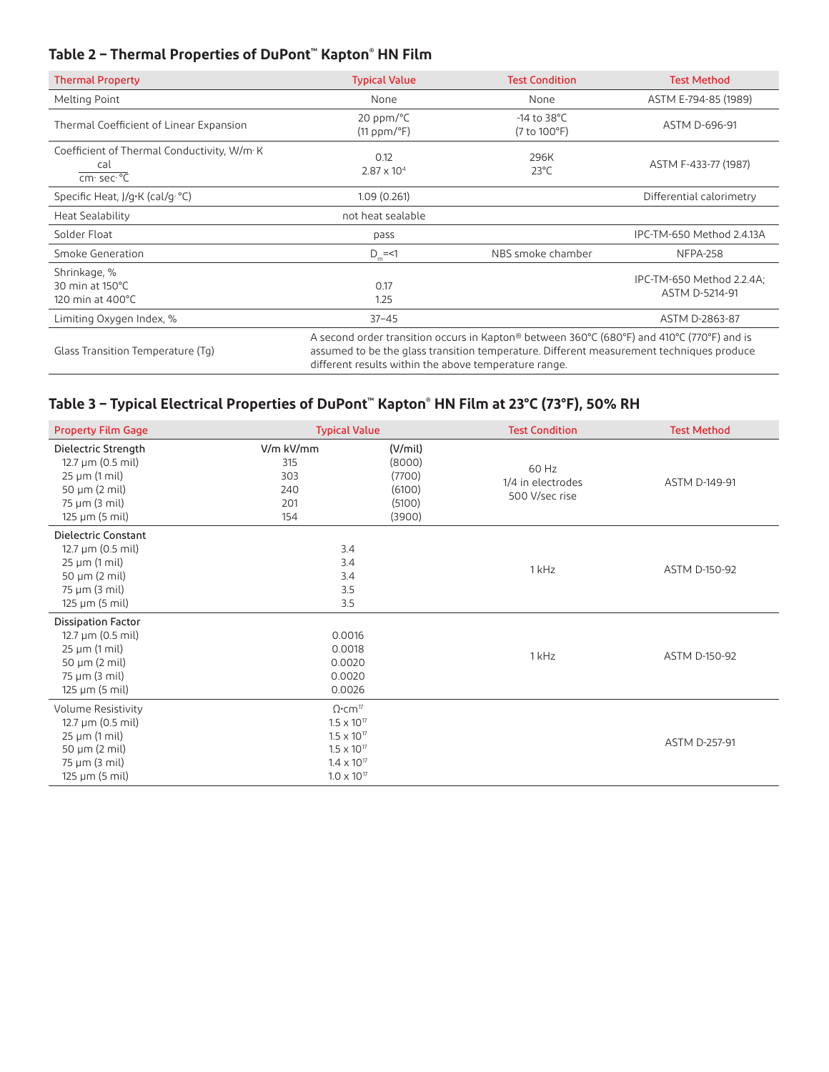## Table 2 – Thermal Properties of DuPont™ Kapton® HN Film

| Thermal Property | Typical Value | Test Condition | Test Method |
|---|---|---|---|
| Melting Point | None | None | ASTM E-794-85 (1989) |
| Thermal Coefficient of Linear Expansion | 20 ppm/°C (11 ppm/°F) | -14 to 38°C (7 to 100°F) | ASTM D-696-91 |
| Coefficient of Thermal Conductivity, W/m·K $\frac{cal}{cm \cdot sec \cdot °C}$ | 0.12 $2.87 \times 10^4$ | 296K 23°C | ASTM F-433-77 (1987) |
| Specific Heat, J/g•K (cal/g·°C) | 1.09 (0.261) | | Differential calorimetry |
| Heat Sealability | not heat sealable | | |
| Solder Float | pass | | IPC-TM-650 Method 2.4.13A |
| Smoke Generation | $D_m$=<1 | NBS smoke chamber | NFPA-258 |
| Shrinkage, % 30 min at 150°C 120 min at 400°C | 0.17 1.25 | | IPC-TM-650 Method 2.2.4A; ASTM D-5214-91 |
| Limiting Oxygen Index, % | 37–45 | | ASTM D-2863-87 |
| Glass Transition Temperature (Tg) | A second order transition occurs in Kapton® between 360°C (680°F) and 410°C (770°F) and is assumed to be the glass transition temperature. Different measurement techniques produce different results within the above temperature range. | | |

## Table 3 – Typical Electrical Properties of DuPont™ Kapton® HN Film at 23°C (73°F), 50% RH

| Property Film Gage | Typical Value | | Test Condition | Test Method |
|---|---|---|---|---|
| **Dielectric Strength** | V/m kV/mm | (V/mil) | 60 Hz 1/4 in electrodes 500 V/sec rise | ASTM D-149-91 |
| 12.7 μm (0.5 mil) | 315 | (8000) | | |
| 25 μm (1 mil) | 303 | (7700) | | |
| 50 μm (2 mil) | 240 | (6100) | | |
| 75 μm (3 mil) | 201 | (5100) | | |
| 125 μm (5 mil) | 154 | (3900) | | |
| **Dielectric Constant** | | | 1 kHz | ASTM D-150-92 |
| 12.7 μm (0.5 mil) | 3.4 | | | |
| 25 μm (1 mil) | 3.4 | | | |
| 50 μm (2 mil) | 3.4 | | | |
| 75 μm (3 mil) | 3.5 | | | |
| 125 μm (5 mil) | 3.5 | | | |
| **Dissipation Factor** | | | 1 kHz | ASTM D-150-92 |
| 12.7 μm (0.5 mil) | 0.0016 | | | |
| 25 μm (1 mil) | 0.0018 | | | |
| 50 μm (2 mil) | 0.0020 | | | |
| 75 μm (3 mil) | 0.0020 | | | |
| 125 μm (5 mil) | 0.0026 | | | |
| **Volume Resistivity** | $\Omega \cdot cm^{17}$ | | | ASTM D-257-91 |
| 12.7 μm (0.5 mil) | $1.5 \times 10^{17}$ | | | |
| 25 μm (1 mil) | $1.5 \times 10^{17}$ | | | |
| 50 μm (2 mil) | $1.5 \times 10^{17}$ | | | |
| 75 μm (3 mil) | $1.4 \times 10^{17}$ | | | |
| 125 μm (5 mil) | $1.0 \times 10^{17}$ | | | |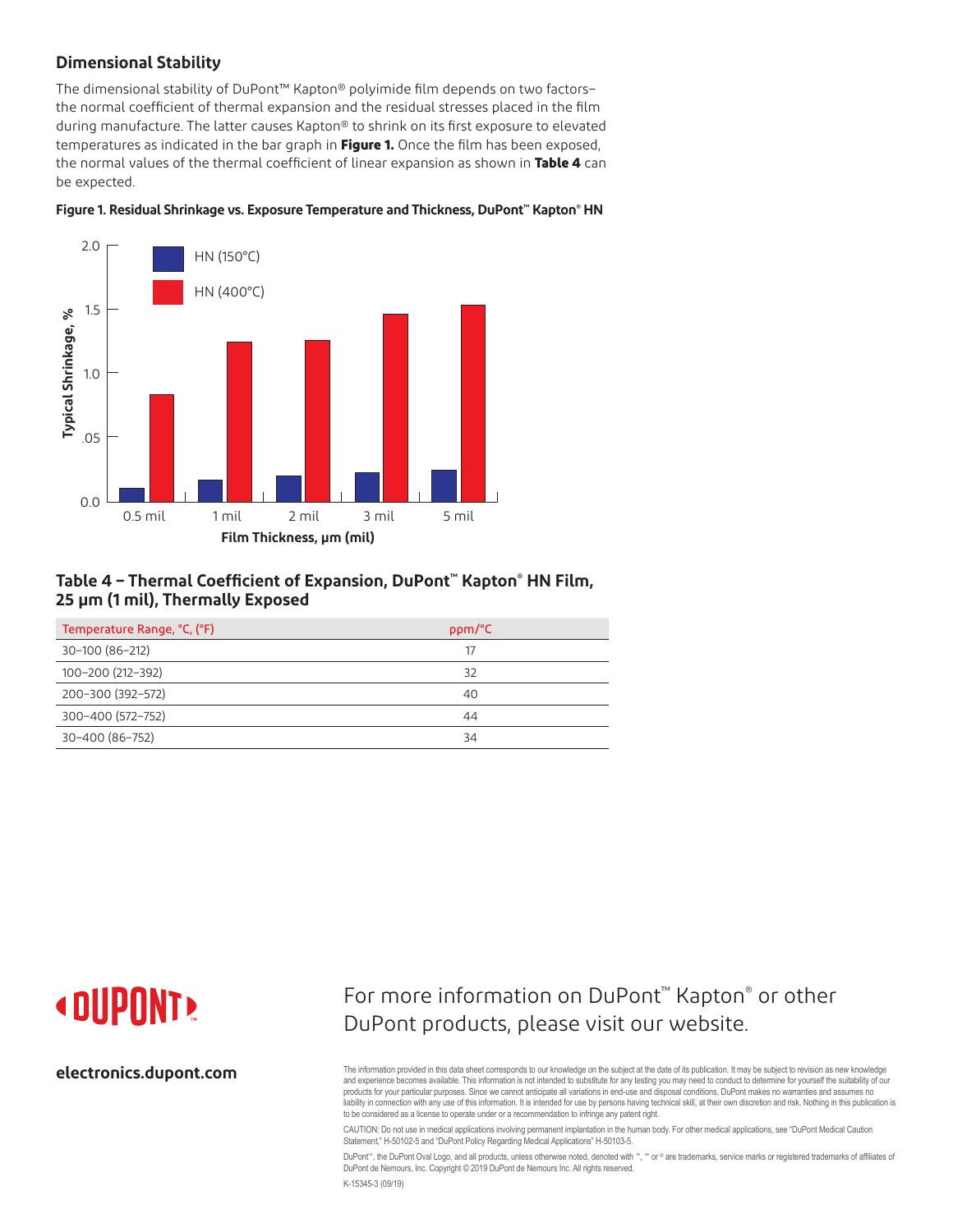## Dimensional Stability

The dimensional stability of DuPont™ Kapton® polyimide film depends on two factors–the normal coefficient of thermal expansion and the residual stresses placed in the film during manufacture. The latter causes Kapton® to shrink on its first exposure to elevated temperatures as indicated in the bar graph in **Figure 1.** Once the film has been exposed, the normal values of the thermal coefficient of linear expansion as shown in **Table 4** can be expected.

**Figure 1. Residual Shrinkage vs. Exposure Temperature and Thickness, DuPont™ Kapton® HN**

HN (150°C)
HN (400°C)
Typical Shrinkage, %
2.0
1.5
1.0
.05
0.0
0.5 mil
1 mil
2 mil
3 mil
5 mil
Film Thickness, µm (mil)

**Table 4 – Thermal Coefficient of Expansion, DuPont™ Kapton® HN Film, 25 µm (1 mil), Thermally Exposed**

| Temperature Range, °C, (°F) | ppm/°C |
|---|---|
| 30–100 (86–212) | 17 |
| 100–200 (212–392) | 32 |
| 200–300 (392–572) | 40 |
| 300–400 (572–752) | 44 |
| 30–400 (86–752) | 34 |

DUPONT™

For more information on DuPont™ Kapton® or other DuPont products, please visit our website.

**electronics.dupont.com**

The information provided in this data sheet corresponds to our knowledge on the subject at the date of its publication. It may be subject to revision as new knowledge and experience becomes available. This information is not intended to substitute for any testing you may need to conduct to determine for yourself the suitability of our products for your particular purposes. Since we cannot anticipate all variations in end-use and disposal conditions, DuPont makes no warranties and assumes no liability in connection with any use of this information. It is intended for use by persons having technical skill, at their own discretion and risk. Nothing in this publication is to be considered as a license to operate under or a recommendation to infringe any patent right.

CAUTION: Do not use in medical applications involving permanent implantation in the human body. For other medical applications, see "DuPont Medical Caution Statement," H-50102-5 and "DuPont Policy Regarding Medical Applications" H-50103-5.

DuPont™, the DuPont Oval Logo, and all products, unless otherwise noted, denoted with ™, ℠ or ® are trademarks, service marks or registered trademarks of affiliates of DuPont de Nemours, Inc. Copyright © 2019 DuPont de Nemours Inc. All rights reserved.

K-15345-3 (09/19)